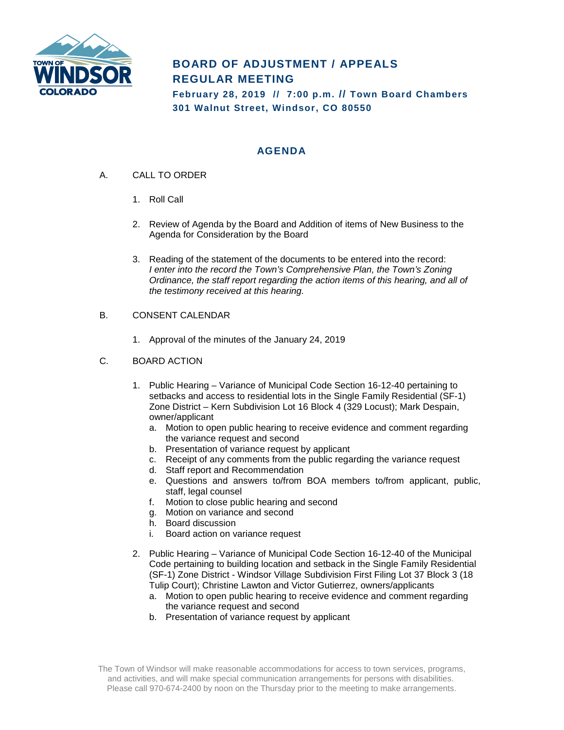# BOARD OF ADJUSTMENT / APPEALS REGULAR MEETING

**February 28, 2019 // 7:00 p.m. // Town Board Chambers**
**301 Walnut Street, Windsor, CO 80550**

## AGENDA

A. CALL TO ORDER

1. Roll Call

2. Review of Agenda by the Board and Addition of items of New Business to the Agenda for Consideration by the Board

3. Reading of the statement of the documents to be entered into the record: *I enter into the record the Town's Comprehensive Plan, the Town's Zoning Ordinance, the staff report regarding the action items of this hearing, and all of the testimony received at this hearing.*

B. CONSENT CALENDAR

1. Approval of the minutes of the January 24, 2019

C. BOARD ACTION

1. Public Hearing – Variance of Municipal Code Section 16-12-40 pertaining to setbacks and access to residential lots in the Single Family Residential (SF-1) Zone District – Kern Subdivision Lot 16 Block 4 (329 Locust); Mark Despain, owner/applicant
   a. Motion to open public hearing to receive evidence and comment regarding the variance request and second
   b. Presentation of variance request by applicant
   c. Receipt of any comments from the public regarding the variance request
   d. Staff report and Recommendation
   e. Questions and answers to/from BOA members to/from applicant, public, staff, legal counsel
   f. Motion to close public hearing and second
   g. Motion on variance and second
   h. Board discussion
   i. Board action on variance request

2. Public Hearing – Variance of Municipal Code Section 16-12-40 of the Municipal Code pertaining to building location and setback in the Single Family Residential (SF-1) Zone District - Windsor Village Subdivision First Filing Lot 37 Block 3 (18 Tulip Court); Christine Lawton and Victor Gutierrez, owners/applicants
   a. Motion to open public hearing to receive evidence and comment regarding the variance request and second
   b. Presentation of variance request by applicant

The Town of Windsor will make reasonable accommodations for access to town services, programs, and activities, and will make special communication arrangements for persons with disabilities. Please call 970-674-2400 by noon on the Thursday prior to the meeting to make arrangements.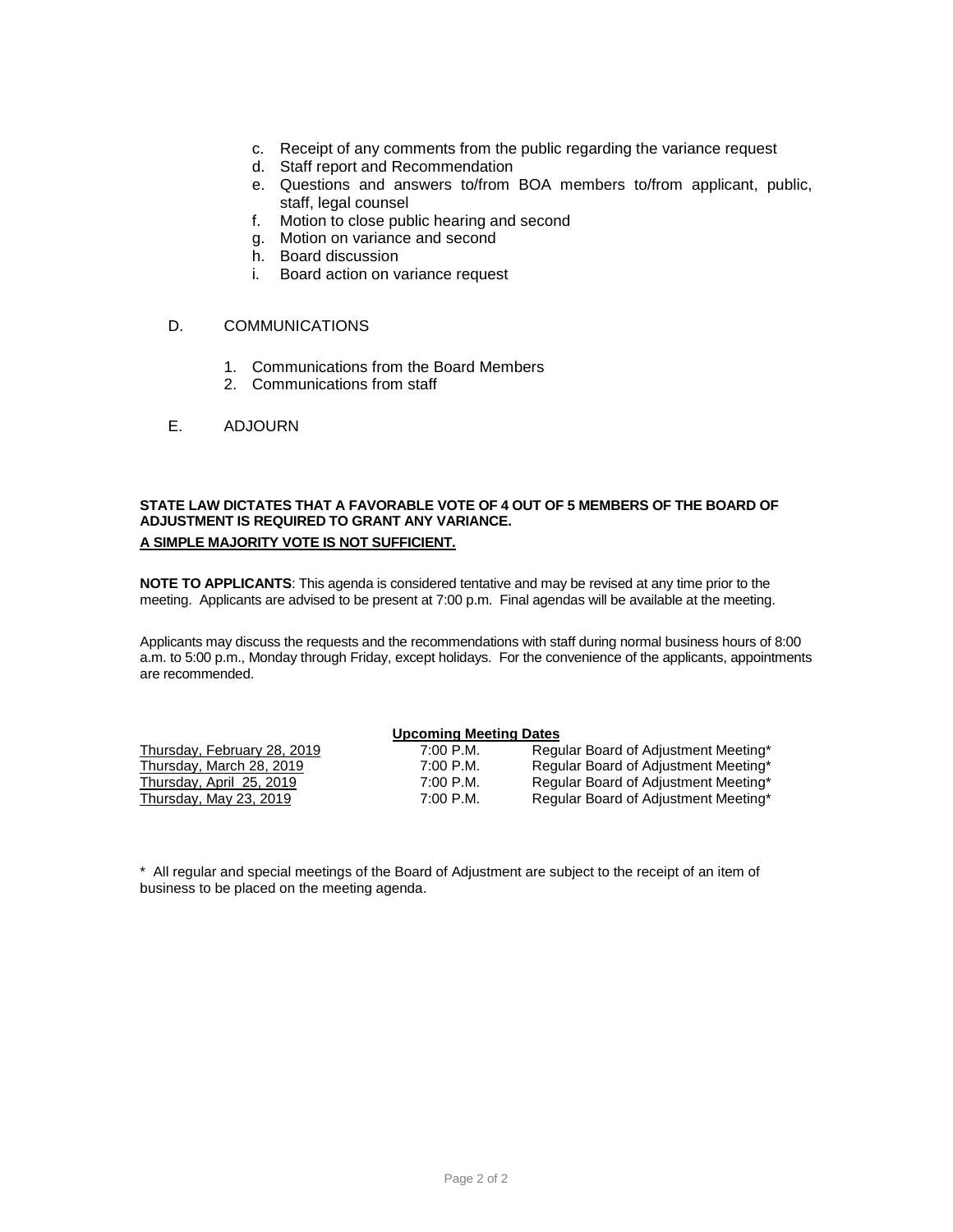c. Receipt of any comments from the public regarding the variance request
d. Staff report and Recommendation
e. Questions and answers to/from BOA members to/from applicant, public, staff, legal counsel
f. Motion to close public hearing and second
g. Motion on variance and second
h. Board discussion
i. Board action on variance request

D. COMMUNICATIONS

1. Communications from the Board Members
2. Communications from staff

E. ADJOURN

**STATE LAW DICTATES THAT A FAVORABLE VOTE OF 4 OUT OF 5 MEMBERS OF THE BOARD OF ADJUSTMENT IS REQUIRED TO GRANT ANY VARIANCE.**

**A SIMPLE MAJORITY VOTE IS NOT SUFFICIENT.**

**NOTE TO APPLICANTS**: This agenda is considered tentative and may be revised at any time prior to the meeting. Applicants are advised to be present at 7:00 p.m. Final agendas will be available at the meeting.

Applicants may discuss the requests and the recommendations with staff during normal business hours of 8:00 a.m. to 5:00 p.m., Monday through Friday, except holidays. For the convenience of the applicants, appointments are recommended.

**Upcoming Meeting Dates**

| | | |
|---|---|---|
| Thursday, February 28, 2019 | 7:00 P.M. | Regular Board of Adjustment Meeting* |
| Thursday, March 28, 2019 | 7:00 P.M. | Regular Board of Adjustment Meeting* |
| Thursday, April 25, 2019 | 7:00 P.M. | Regular Board of Adjustment Meeting* |
| Thursday, May 23, 2019 | 7:00 P.M. | Regular Board of Adjustment Meeting* |

* All regular and special meetings of the Board of Adjustment are subject to the receipt of an item of business to be placed on the meeting agenda.